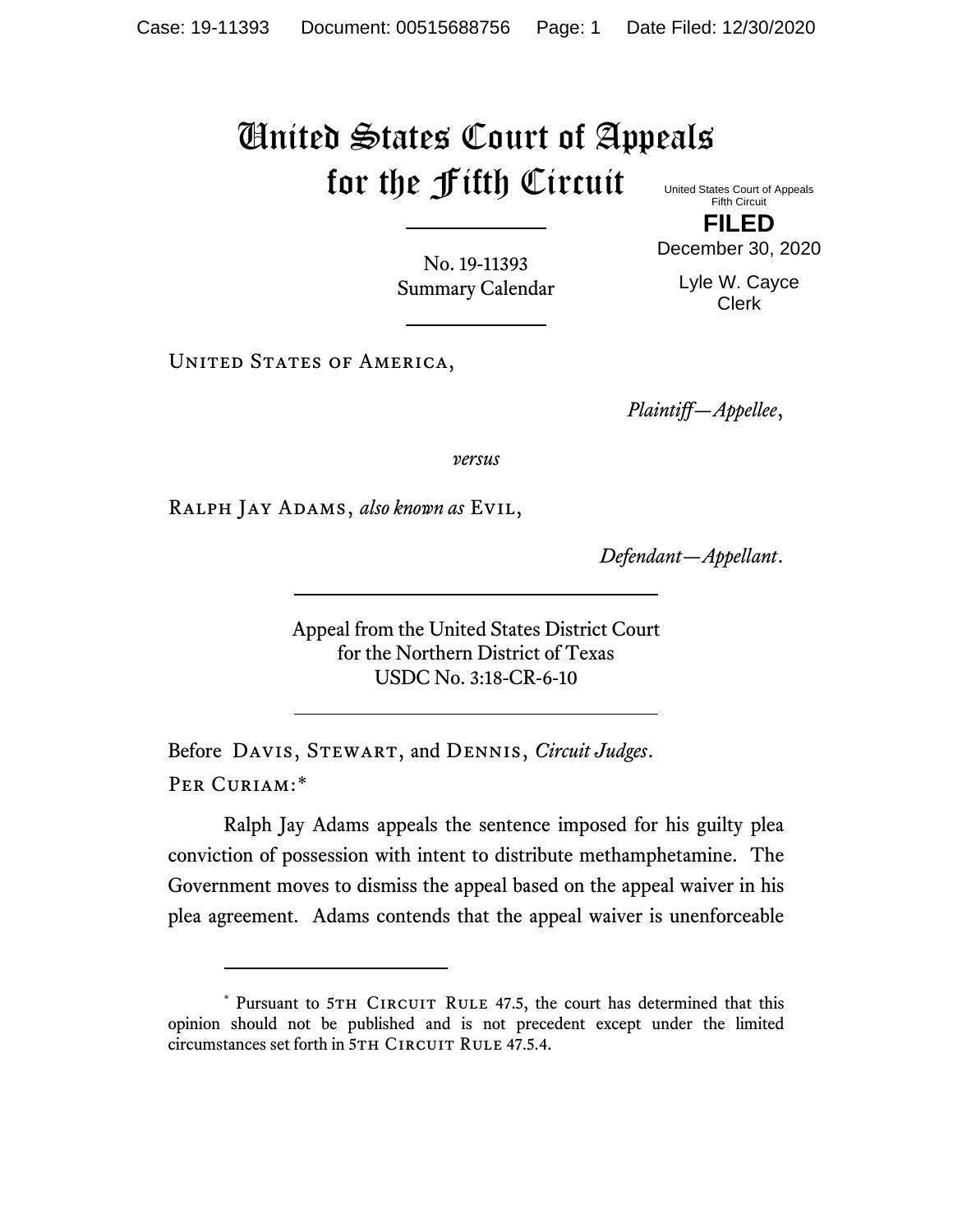# United States Court of Appeals for the Fifth Circuit

United States Court of Appeals
Fifth Circuit

**FILED**

December 30, 2020

Lyle W. Cayce
Clerk

No. 19-11393
Summary Calendar

---

United States of America,

*Plaintiff—Appellee*,

*versus*

Ralph Jay Adams, *also known as* Evil,

*Defendant—Appellant*.

---

Appeal from the United States District Court
for the Northern District of Texas
USDC No. 3:18-CR-6-10

---

Before Davis, Stewart, and Dennis, *Circuit Judges*.

Per Curiam:*

Ralph Jay Adams appeals the sentence imposed for his guilty plea conviction of possession with intent to distribute methamphetamine. The Government moves to dismiss the appeal based on the appeal waiver in his plea agreement. Adams contends that the appeal waiver is unenforceable

---

* Pursuant to 5th Circuit Rule 47.5, the court has determined that this opinion should not be published and is not precedent except under the limited circumstances set forth in 5th Circuit Rule 47.5.4.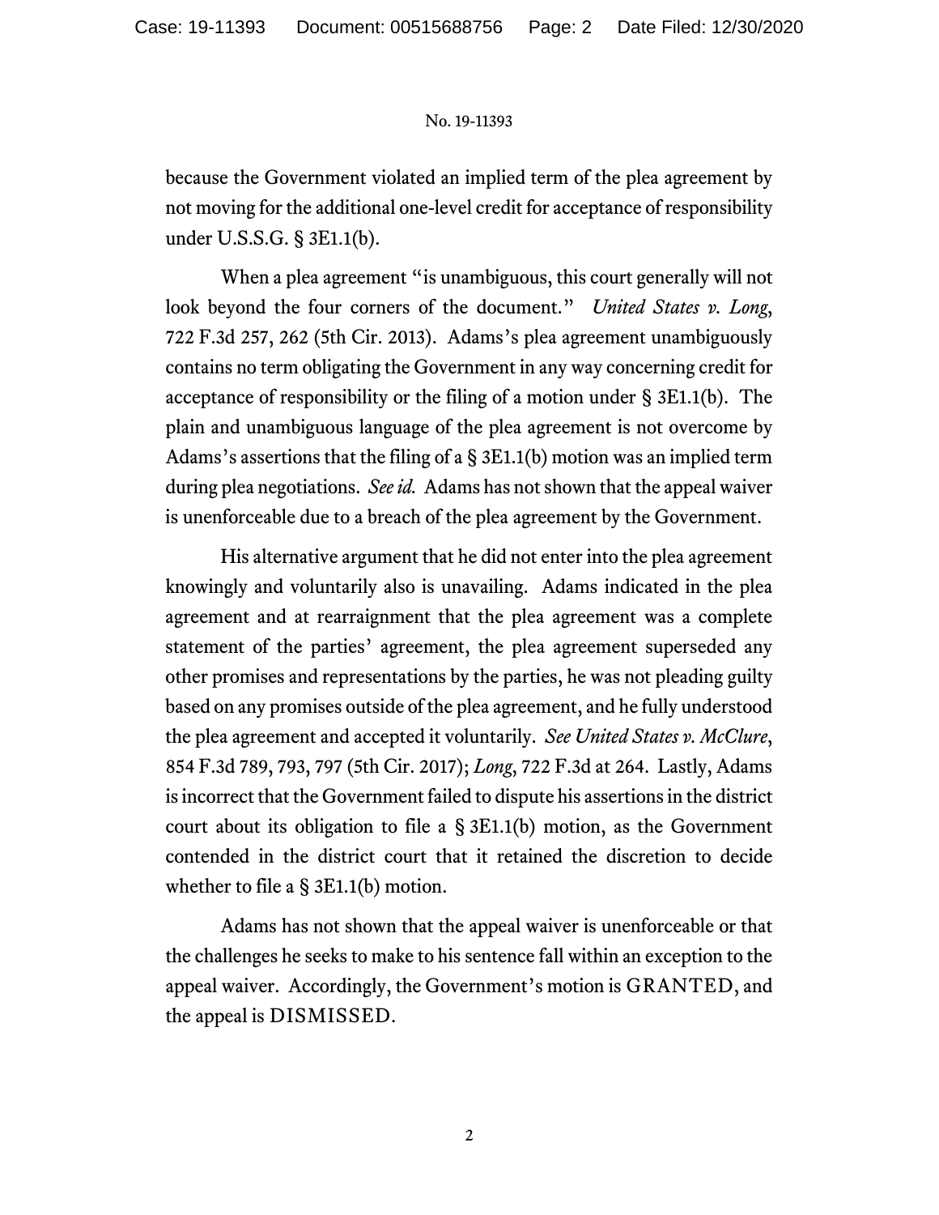because the Government violated an implied term of the plea agreement by not moving for the additional one-level credit for acceptance of responsibility under U.S.S.G. § 3E1.1(b).

When a plea agreement "is unambiguous, this court generally will not look beyond the four corners of the document." *United States v. Long*, 722 F.3d 257, 262 (5th Cir. 2013). Adams's plea agreement unambiguously contains no term obligating the Government in any way concerning credit for acceptance of responsibility or the filing of a motion under § 3E1.1(b). The plain and unambiguous language of the plea agreement is not overcome by Adams's assertions that the filing of a § 3E1.1(b) motion was an implied term during plea negotiations. *See id.* Adams has not shown that the appeal waiver is unenforceable due to a breach of the plea agreement by the Government.

His alternative argument that he did not enter into the plea agreement knowingly and voluntarily also is unavailing. Adams indicated in the plea agreement and at rearraignment that the plea agreement was a complete statement of the parties' agreement, the plea agreement superseded any other promises and representations by the parties, he was not pleading guilty based on any promises outside of the plea agreement, and he fully understood the plea agreement and accepted it voluntarily. *See United States v. McClure*, 854 F.3d 789, 793, 797 (5th Cir. 2017); *Long*, 722 F.3d at 264. Lastly, Adams is incorrect that the Government failed to dispute his assertions in the district court about its obligation to file a § 3E1.1(b) motion, as the Government contended in the district court that it retained the discretion to decide whether to file a § 3E1.1(b) motion.

Adams has not shown that the appeal waiver is unenforceable or that the challenges he seeks to make to his sentence fall within an exception to the appeal waiver. Accordingly, the Government's motion is GRANTED, and the appeal is DISMISSED.